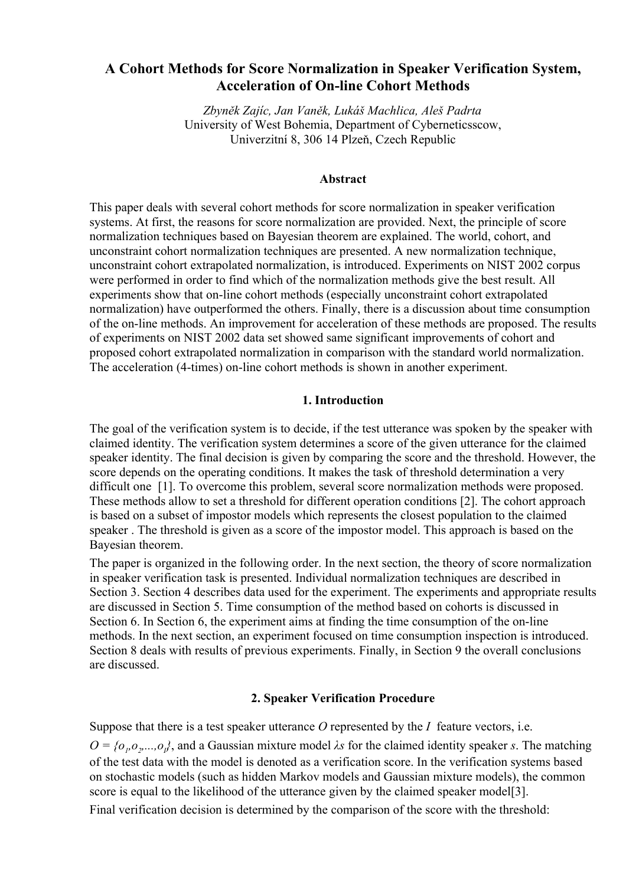# A Cohort Methods for Score Normalization in Speaker Verification System, Acceleration of On-line Cohort Methods

*Zbyněk Zajíc, Jan Vaněk, Lukáš Machlica, Aleš Padrta*
University of West Bohemia, Department of Cyberneticsscow,
Univerzitní 8, 306 14 Plzeň, Czech Republic

### Abstract

This paper deals with several cohort methods for score normalization in speaker verification systems. At first, the reasons for score normalization are provided. Next, the principle of score normalization techniques based on Bayesian theorem are explained. The world, cohort, and unconstraint cohort normalization techniques are presented. A new normalization technique, unconstraint cohort extrapolated normalization, is introduced. Experiments on NIST 2002 corpus were performed in order to find which of the normalization methods give the best result. All experiments show that on-line cohort methods (especially unconstraint cohort extrapolated normalization) have outperformed the others. Finally, there is a discussion about time consumption of the on-line methods. An improvement for acceleration of these methods are proposed. The results of experiments on NIST 2002 data set showed same significant improvements of cohort and proposed cohort extrapolated normalization in comparison with the standard world normalization. The acceleration (4-times) on-line cohort methods is shown in another experiment.

## 1. Introduction

The goal of the verification system is to decide, if the test utterance was spoken by the speaker with claimed identity. The verification system determines a score of the given utterance for the claimed speaker identity. The final decision is given by comparing the score and the threshold. However, the score depends on the operating conditions. It makes the task of threshold determination a very difficult one [1]. To overcome this problem, several score normalization methods were proposed. These methods allow to set a threshold for different operation conditions [2]. The cohort approach is based on a subset of impostor models which represents the closest population to the claimed speaker . The threshold is given as a score of the impostor model. This approach is based on the Bayesian theorem.

The paper is organized in the following order. In the next section, the theory of score normalization in speaker verification task is presented. Individual normalization techniques are described in Section 3. Section 4 describes data used for the experiment. The experiments and appropriate results are discussed in Section 5. Time consumption of the method based on cohorts is discussed in Section 6. In Section 6, the experiment aims at finding the time consumption of the on-line methods. In the next section, an experiment focused on time consumption inspection is introduced. Section 8 deals with results of previous experiments. Finally, in Section 9 the overall conclusions are discussed.

## 2. Speaker Verification Procedure

Suppose that there is a test speaker utterance $O$ represented by the $I$ feature vectors, i.e. $O = \{o_1, o_2, ..., o_I\}$, and a Gaussian mixture model $\lambda s$ for the claimed identity speaker $s$. The matching of the test data with the model is denoted as a verification score. In the verification systems based on stochastic models (such as hidden Markov models and Gaussian mixture models), the common score is equal to the likelihood of the utterance given by the claimed speaker model[3].

Final verification decision is determined by the comparison of the score with the threshold: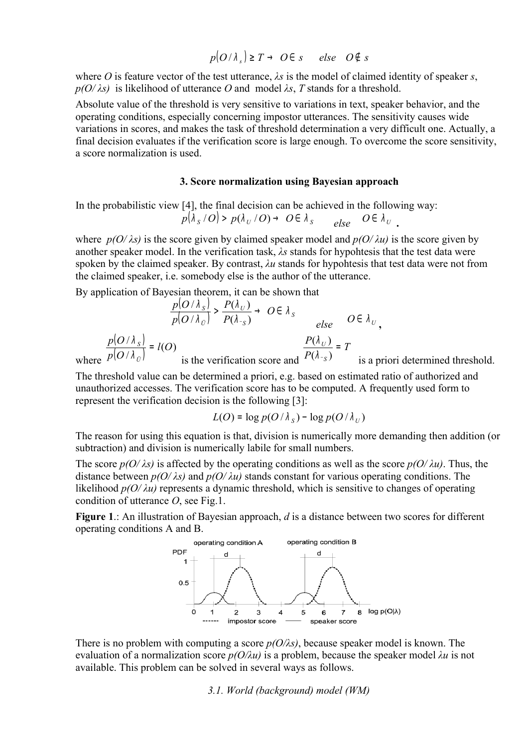$$p(O/\lambda_s) \geq T \rightarrow O \in s \quad else \quad O \notin s$$

where $O$ is feature vector of the test utterance, $\lambda s$ is the model of claimed identity of speaker $s$, $p(O/\lambda s)$ is likelihood of utterance $O$ and model $\lambda s$, $T$ stands for a threshold.

Absolute value of the threshold is very sensitive to variations in text, speaker behavior, and the operating conditions, especially concerning impostor utterances. The sensitivity causes wide variations in scores, and makes the task of threshold determination a very difficult one. Actually, a final decision evaluates if the verification score is large enough. To overcome the score sensitivity, a score normalization is used.

### 3. Score normalization using Bayesian approach

In the probabilistic view [4], the final decision can be achieved in the following way:

$$p(\lambda_S/O) > p(\lambda_U/O) \rightarrow O \in \lambda_S \quad else \quad O \in \lambda_U .$$

where $p(O/\lambda s)$ is the score given by claimed speaker model and $p(O/\lambda u)$ is the score given by another speaker model. In the verification task, $\lambda s$ stands for hypohtesis that the test data were spoken by the claimed speaker. By contrast, $\lambda u$ stands for hypohtesis that test data were not from the claimed speaker, i.e. somebody else is the author of the utterance.

By application of Bayesian theorem, it can be shown that

$$\frac{p(O/\lambda_S)}{p(O/\lambda_{\bar{U}})} > \frac{P(\lambda_U)}{P(\lambda_{\neg S})} \rightarrow O \in \lambda_S \quad else \quad O \in \lambda_U ,$$

where $\frac{p(O/\lambda_S)}{p(O/\lambda_{\bar{U}})} = l(O)$ is the verification score and $\frac{P(\lambda_U)}{P(\lambda_{\neg S})} = T$ is a priori determined threshold.

The threshold value can be determined a priori, e.g. based on estimated ratio of authorized and unauthorized accesses. The verification score has to be computed. A frequently used form to represent the verification decision is the following [3]:

$$L(O) = \log p(O/\lambda_S) - \log p(O/\lambda_U)$$

The reason for using this equation is that, division is numerically more demanding then addition (or subtraction) and division is numerically labile for small numbers.

The score $p(O/\lambda s)$ is affected by the operating conditions as well as the score $p(O/\lambda u)$. Thus, the distance between $p(O/\lambda s)$ and $p(O/\lambda u)$ stands constant for various operating conditions. The likelihood $p(O/\lambda u)$ represents a dynamic threshold, which is sensitive to changes of operating condition of utterance $O$, see Fig.1.

**Figure 1**.: An illustration of Bayesian approach, $d$ is a distance between two scores for different operating conditions A and B.

There is no problem with computing a score $p(O/\lambda s)$, because speaker model is known. The evaluation of a normalization score $p(O/\lambda u)$ is a problem, because the speaker model $\lambda u$ is not available. This problem can be solved in several ways as follows.

#### *3.1. World (background) model (WM)*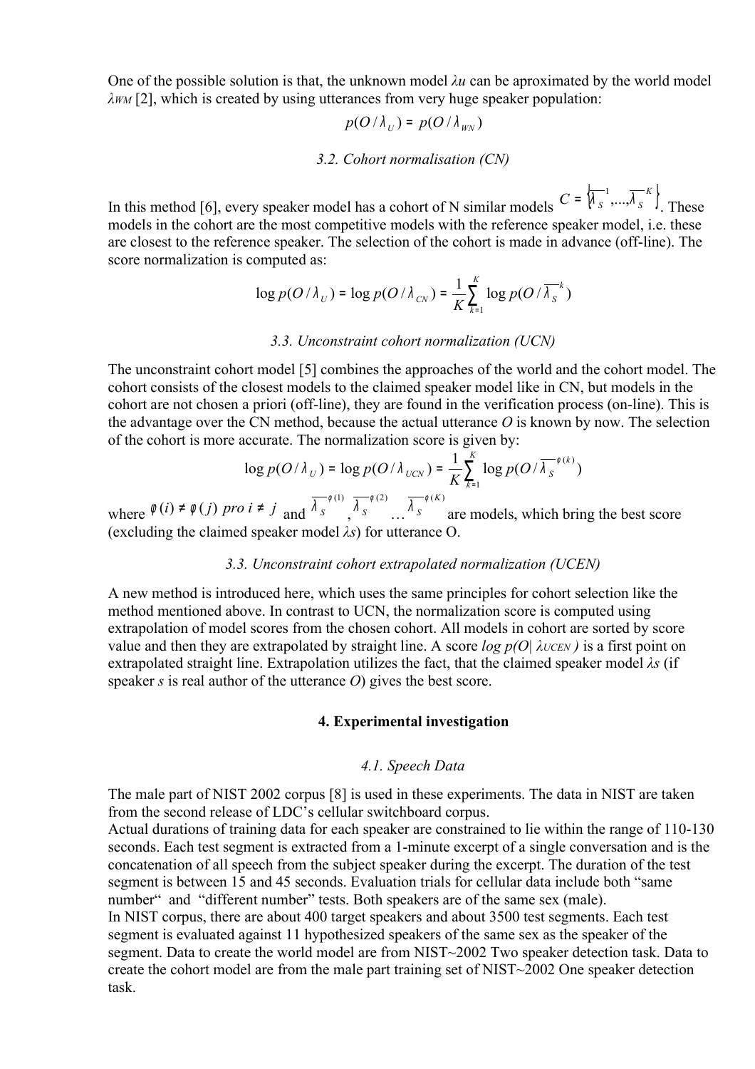One of the possible solution is that, the unknown model $\lambda u$ can be aproximated by the world model $\lambda_{WM}$ [2], which is created by using utterances from very huge speaker population:

$$p(O/\lambda_U) = p(O/\lambda_{WN})$$

### *3.2. Cohort normalisation (CN)*

In this method [6], every speaker model has a cohort of N similar models $C = \left\{\overline{\lambda_S}^1, \ldots, \overline{\lambda_S}^K\right\}$. These models in the cohort are the most competitive models with the reference speaker model, i.e. these are closest to the reference speaker. The selection of the cohort is made in advance (off-line). The score normalization is computed as:

$$\log p(O/\lambda_U) = \log p(O/\lambda_{CN}) = \frac{1}{K}\sum_{k=1}^{K} \log p(O/\overline{\lambda_S}^k)$$

### *3.3. Unconstraint cohort normalization (UCN)*

The unconstraint cohort model [5] combines the approaches of the world and the cohort model. The cohort consists of the closest models to the claimed speaker model like in CN, but models in the cohort are not chosen a priori (off-line), they are found in the verification process (on-line). This is the advantage over the CN method, because the actual utterance *O* is known by now. The selection of the cohort is more accurate. The normalization score is given by:

$$\log p(O/\lambda_U) = \log p(O/\lambda_{UCN}) = \frac{1}{K}\sum_{k=1}^{K} \log p(O/\overline{\lambda_S}^{\phi(k)})$$

where $\phi(i) \neq \phi(j)\ pro\ i \neq j$ and $\overline{\lambda_S}^{\phi(1)}, \overline{\lambda_S}^{\phi(2)} \ldots \overline{\lambda_S}^{\phi(K)}$ are models, which bring the best score (excluding the claimed speaker model $\lambda s$) for utterance O.

### *3.3. Unconstraint cohort extrapolated normalization (UCEN)*

A new method is introduced here, which uses the same principles for cohort selection like the method mentioned above. In contrast to UCN, the normalization score is computed using extrapolation of model scores from the chosen cohort. All models in cohort are sorted by score value and then they are extrapolated by straight line. A score $log\ p(O|\ \lambda_{UCEN})$ is a first point on extrapolated straight line. Extrapolation utilizes the fact, that the claimed speaker model $\lambda s$ (if speaker *s* is real author of the utterance *O*) gives the best score.

## **4. Experimental investigation**

### *4.1. Speech Data*

The male part of NIST 2002 corpus [8] is used in these experiments. The data in NIST are taken from the second release of LDC's cellular switchboard corpus.

Actual durations of training data for each speaker are constrained to lie within the range of 110-130 seconds. Each test segment is extracted from a 1-minute excerpt of a single conversation and is the concatenation of all speech from the subject speaker during the excerpt. The duration of the test segment is between 15 and 45 seconds. Evaluation trials for cellular data include both "same number" and "different number" tests. Both speakers are of the same sex (male).

In NIST corpus, there are about 400 target speakers and about 3500 test segments. Each test segment is evaluated against 11 hypothesized speakers of the same sex as the speaker of the segment. Data to create the world model are from NIST~2002 Two speaker detection task. Data to create the cohort model are from the male part training set of NIST~2002 One speaker detection task.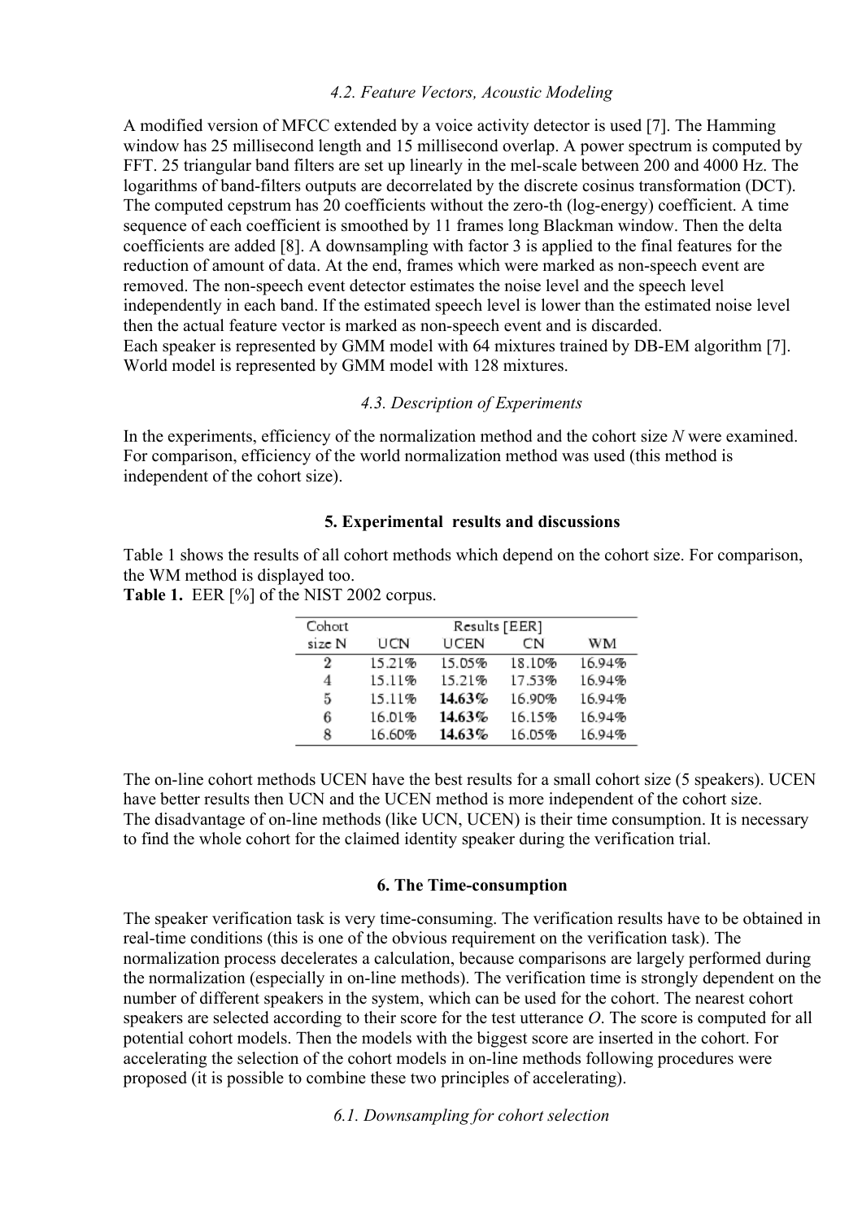### 4.2. Feature Vectors, Acoustic Modeling

A modified version of MFCC extended by a voice activity detector is used [7]. The Hamming window has 25 millisecond length and 15 millisecond overlap. A power spectrum is computed by FFT. 25 triangular band filters are set up linearly in the mel-scale between 200 and 4000 Hz. The logarithms of band-filters outputs are decorrelated by the discrete cosinus transformation (DCT). The computed cepstrum has 20 coefficients without the zero-th (log-energy) coefficient. A time sequence of each coefficient is smoothed by 11 frames long Blackman window. Then the delta coefficients are added [8]. A downsampling with factor 3 is applied to the final features for the reduction of amount of data. At the end, frames which were marked as non-speech event are removed. The non-speech event detector estimates the noise level and the speech level independently in each band. If the estimated speech level is lower than the estimated noise level then the actual feature vector is marked as non-speech event and is discarded.
Each speaker is represented by GMM model with 64 mixtures trained by DB-EM algorithm [7]. World model is represented by GMM model with 128 mixtures.

### 4.3. Description of Experiments

In the experiments, efficiency of the normalization method and the cohort size *N* were examined. For comparison, efficiency of the world normalization method was used (this method is independent of the cohort size).

## 5. Experimental results and discussions

Table 1 shows the results of all cohort methods which depend on the cohort size. For comparison, the WM method is displayed too.

**Table 1.** EER [%] of the NIST 2002 corpus.

| Cohort size N | Results [EER] | | | |
|---|---|---|---|---|
| | UCN | UCEN | CN | WM |
| 2 | 15.21% | 15.05% | 18.10% | 16.94% |
| 4 | 15.11% | 15.21% | 17.53% | 16.94% |
| 5 | 15.11% | **14.63%** | 16.90% | 16.94% |
| 6 | 16.01% | **14.63%** | 16.15% | 16.94% |
| 8 | 16.60% | **14.63%** | 16.05% | 16.94% |

The on-line cohort methods UCEN have the best results for a small cohort size (5 speakers). UCEN have better results then UCN and the UCEN method is more independent of the cohort size.
The disadvantage of on-line methods (like UCN, UCEN) is their time consumption. It is necessary to find the whole cohort for the claimed identity speaker during the verification trial.

## 6. The Time-consumption

The speaker verification task is very time-consuming. The verification results have to be obtained in real-time conditions (this is one of the obvious requirement on the verification task). The normalization process decelerates a calculation, because comparisons are largely performed during the normalization (especially in on-line methods). The verification time is strongly dependent on the number of different speakers in the system, which can be used for the cohort. The nearest cohort speakers are selected according to their score for the test utterance *O*. The score is computed for all potential cohort models. Then the models with the biggest score are inserted in the cohort. For accelerating the selection of the cohort models in on-line methods following procedures were proposed (it is possible to combine these two principles of accelerating).

### 6.1. Downsampling for cohort selection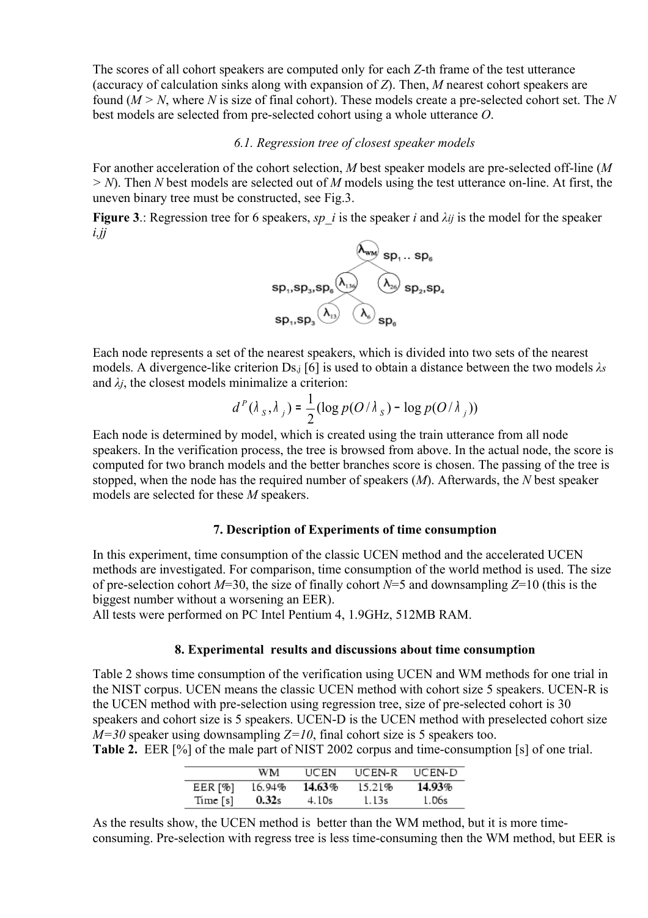The scores of all cohort speakers are computed only for each $Z$-th frame of the test utterance (accuracy of calculation sinks along with expansion of $Z$). Then, $M$ nearest cohort speakers are found ($M > N$, where $N$ is size of final cohort). These models create a pre-selected cohort set. The $N$ best models are selected from pre-selected cohort using a whole utterance $O$.

### *6.1. Regression tree of closest speaker models*

For another acceleration of the cohort selection, $M$ best speaker models are pre-selected off-line ($M > N$). Then $N$ best models are selected out of $M$ models using the test utterance on-line. At first, the uneven binary tree must be constructed, see Fig.3.

**Figure 3**.: Regression tree for 6 speakers, *sp_i* is the speaker *i* and $\lambda_{ij}$ is the model for the speaker *i,jj*

Each node represents a set of the nearest speakers, which is divided into two sets of the nearest models. A divergence-like criterion $D_{S,j}$ [6] is used to obtain a distance between the two models $\lambda_S$ and $\lambda_j$, the closest models minimalize a criterion:

$$d^P(\lambda_S, \lambda_j) = \frac{1}{2}(\log p(O/\lambda_S) - \log p(O/\lambda_j))$$

Each node is determined by model, which is created using the train utterance from all node speakers. In the verification process, the tree is browsed from above. In the actual node, the score is computed for two branch models and the better branches score is chosen. The passing of the tree is stopped, when the node has the required number of speakers ($M$). Afterwards, the $N$ best speaker models are selected for these $M$ speakers.

## 7. Description of Experiments of time consumption

In this experiment, time consumption of the classic UCEN method and the accelerated UCEN methods are investigated. For comparison, time consumption of the world method is used. The size of pre-selection cohort $M$=30, the size of finally cohort $N$=5 and downsampling $Z$=10 (this is the biggest number without a worsening an EER).
All tests were performed on PC Intel Pentium 4, 1.9GHz, 512MB RAM.

## 8. Experimental results and discussions about time consumption

Table 2 shows time consumption of the verification using UCEN and WM methods for one trial in the NIST corpus. UCEN means the classic UCEN method with cohort size 5 speakers. UCEN-R is the UCEN method with pre-selection using regression tree, size of pre-selected cohort is 30 speakers and cohort size is 5 speakers. UCEN-D is the UCEN method with preselected cohort size *M=30* speaker using downsampling *Z=10*, final cohort size is 5 speakers too.

**Table 2.** EER [%] of the male part of NIST 2002 corpus and time-consumption [s] of one trial.

| | WM | UCEN | UCEN-R | UCEN-D |
|---|---|---|---|---|
| EER [%] | 16.94% | **14.63%** | 15.21% | **14.93%** |
| Time [s] | **0.32**s | 4.10s | 1.13s | 1.06s |

As the results show, the UCEN method is better than the WM method, but it is more time-consuming. Pre-selection with regress tree is less time-consuming then the WM method, but EER is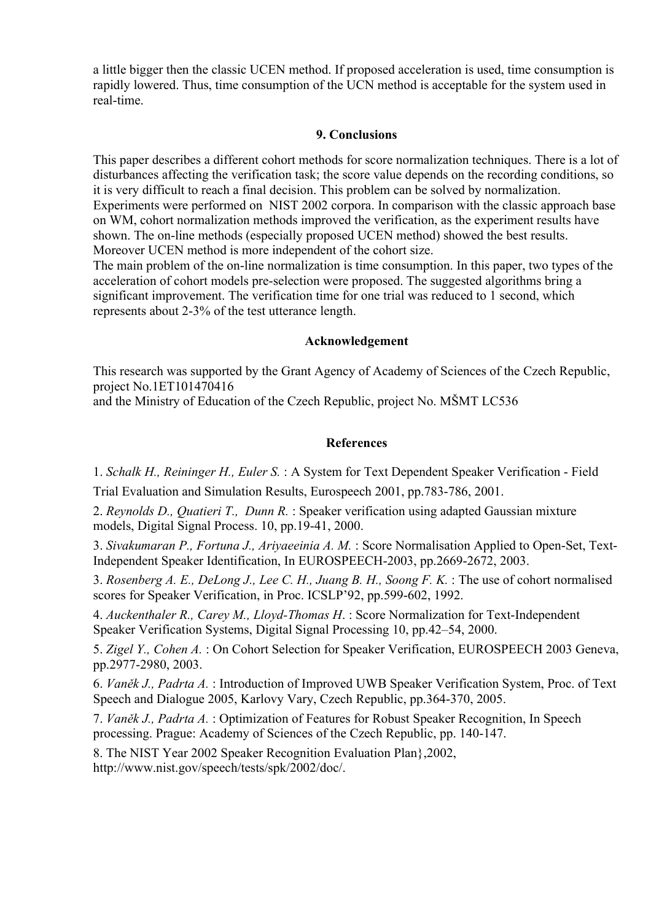a little bigger then the classic UCEN method. If proposed acceleration is used, time consumption is rapidly lowered. Thus, time consumption of the UCN method is acceptable for the system used in real-time.

## 9. Conclusions

This paper describes a different cohort methods for score normalization techniques. There is a lot of disturbances affecting the verification task; the score value depends on the recording conditions, so it is very difficult to reach a final decision. This problem can be solved by normalization. Experiments were performed on NIST 2002 corpora. In comparison with the classic approach base on WM, cohort normalization methods improved the verification, as the experiment results have shown. The on-line methods (especially proposed UCEN method) showed the best results. Moreover UCEN method is more independent of the cohort size.
The main problem of the on-line normalization is time consumption. In this paper, two types of the acceleration of cohort models pre-selection were proposed. The suggested algorithms bring a significant improvement. The verification time for one trial was reduced to 1 second, which represents about 2-3% of the test utterance length.

## Acknowledgement

This research was supported by the Grant Agency of Academy of Sciences of the Czech Republic, project No.1ET101470416
and the Ministry of Education of the Czech Republic, project No. MŠMT LC536

## References

1. *Schalk H., Reininger H., Euler S.* : A System for Text Dependent Speaker Verification - Field Trial Evaluation and Simulation Results, Eurospeech 2001, pp.783-786, 2001.

2. *Reynolds D., Quatieri T., Dunn R.* : Speaker verification using adapted Gaussian mixture models, Digital Signal Process. 10, pp.19-41, 2000.

3. *Sivakumaran P., Fortuna J., Ariyaeeinia A. M.* : Score Normalisation Applied to Open-Set, Text-Independent Speaker Identification, In EUROSPEECH-2003, pp.2669-2672, 2003.

3. *Rosenberg A. E., DeLong J., Lee C. H., Juang B. H., Soong F. K.* : The use of cohort normalised scores for Speaker Verification, in Proc. ICSLP'92, pp.599-602, 1992.

4. *Auckenthaler R., Carey M., Lloyd-Thomas H.* : Score Normalization for Text-Independent Speaker Verification Systems, Digital Signal Processing 10, pp.42–54, 2000.

5. *Zigel Y., Cohen A.* : On Cohort Selection for Speaker Verification, EUROSPEECH 2003 Geneva, pp.2977-2980, 2003.

6. *Vaněk J., Padrta A.* : Introduction of Improved UWB Speaker Verification System, Proc. of Text Speech and Dialogue 2005, Karlovy Vary, Czech Republic, pp.364-370, 2005.

7. *Vaněk J., Padrta A.* : Optimization of Features for Robust Speaker Recognition, In Speech processing. Prague: Academy of Sciences of the Czech Republic, pp. 140-147.

8. The NIST Year 2002 Speaker Recognition Evaluation Plan},2002, http://www.nist.gov/speech/tests/spk/2002/doc/.